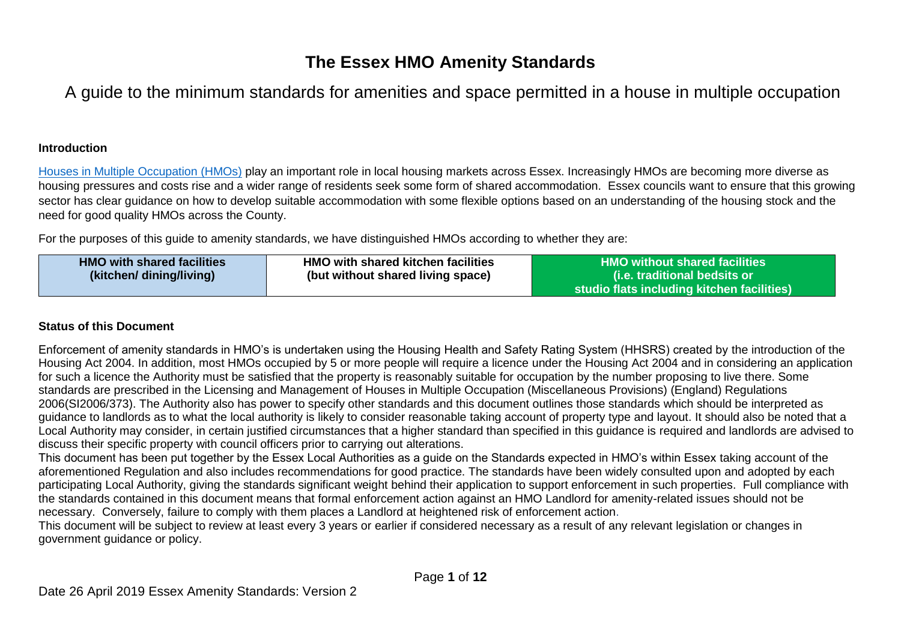# The Essex HMO Amenity Standards

## A guide to the minimum standards for amenities and space permitted in a house in multiple occupation

### Introduction

[Houses in Multiple Occupation (HMOs)] play an important role in local housing markets across Essex. Increasingly HMOs are becoming more diverse as housing pressures and costs rise and a wider range of residents seek some form of shared accommodation. Essex councils want to ensure that this growing sector has clear guidance on how to develop suitable accommodation with some flexible options based on an understanding of the housing stock and the need for good quality HMOs across the County.

For the purposes of this guide to amenity standards, we have distinguished HMOs according to whether they are:

| **HMO with shared facilities (kitchen/ dining/living)** | **HMO with shared kitchen facilities (but without shared living space)** | **HMO without shared facilities (i.e. traditional bedsits or studio flats including kitchen facilities)** |
|---|---|---|

### Status of this Document

Enforcement of amenity standards in HMO's is undertaken using the Housing Health and Safety Rating System (HHSRS) created by the introduction of the Housing Act 2004. In addition, most HMOs occupied by 5 or more people will require a licence under the Housing Act 2004 and in considering an application for such a licence the Authority must be satisfied that the property is reasonably suitable for occupation by the number proposing to live there. Some standards are prescribed in the Licensing and Management of Houses in Multiple Occupation (Miscellaneous Provisions) (England) Regulations 2006(SI2006/373). The Authority also has power to specify other standards and this document outlines those standards which should be interpreted as guidance to landlords as to what the local authority is likely to consider reasonable taking account of property type and layout. It should also be noted that a Local Authority may consider, in certain justified circumstances that a higher standard than specified in this guidance is required and landlords are advised to discuss their specific property with council officers prior to carrying out alterations.

This document has been put together by the Essex Local Authorities as a guide on the Standards expected in HMO's within Essex taking account of the aforementioned Regulation and also includes recommendations for good practice. The standards have been widely consulted upon and adopted by each participating Local Authority, giving the standards significant weight behind their application to support enforcement in such properties. Full compliance with the standards contained in this document means that formal enforcement action against an HMO Landlord for amenity-related issues should not be necessary. Conversely, failure to comply with them places a Landlord at heightened risk of enforcement action.

This document will be subject to review at least every 3 years or earlier if considered necessary as a result of any relevant legislation or changes in government guidance or policy.

Date 26 April 2019 Essex Amenity Standards: Version 2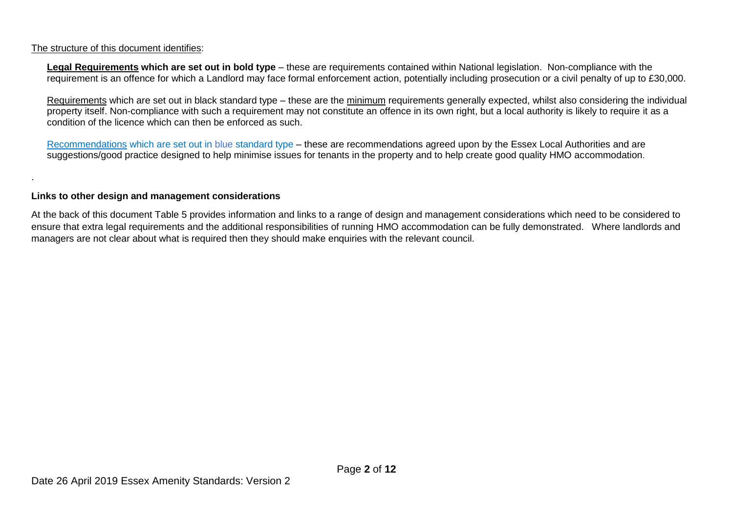The structure of this document identifies:

**Legal Requirements which are set out in bold type** – these are requirements contained within National legislation. Non-compliance with the requirement is an offence for which a Landlord may face formal enforcement action, potentially including prosecution or a civil penalty of up to £30,000.

Requirements which are set out in black standard type – these are the minimum requirements generally expected, whilst also considering the individual property itself. Non-compliance with such a requirement may not constitute an offence in its own right, but a local authority is likely to require it as a condition of the licence which can then be enforced as such.

Recommendations which are set out in blue standard type – these are recommendations agreed upon by the Essex Local Authorities and are suggestions/good practice designed to help minimise issues for tenants in the property and to help create good quality HMO accommodation.

.

**Links to other design and management considerations**

At the back of this document Table 5 provides information and links to a range of design and management considerations which need to be considered to ensure that extra legal requirements and the additional responsibilities of running HMO accommodation can be fully demonstrated. Where landlords and managers are not clear about what is required then they should make enquiries with the relevant council.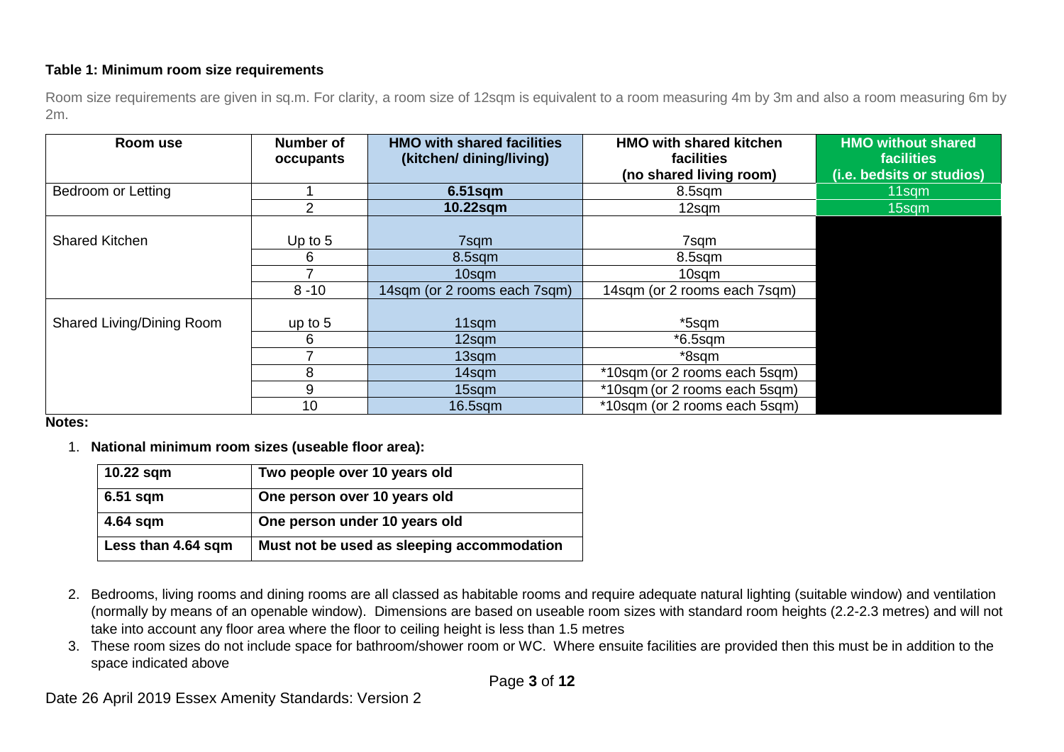**Table 1: Minimum room size requirements**

Room size requirements are given in sq.m. For clarity, a room size of 12sqm is equivalent to a room measuring 4m by 3m and also a room measuring 6m by 2m.

| Room use | Number of occupants | HMO with shared facilities (kitchen/ dining/living) | HMO with shared kitchen facilities (no shared living room) | HMO without shared facilities (i.e. bedsits or studios) |
|---|---|---|---|---|
| Bedroom or Letting | 1 | **6.51sqm** | 8.5sqm | 11sqm |
| | 2 | **10.22sqm** | 12sqm | 15sqm |
| Shared Kitchen | Up to 5 | 7sqm | 7sqm | |
| | 6 | 8.5sqm | 8.5sqm | |
| | 7 | 10sqm | 10sqm | |
| | 8 -10 | 14sqm (or 2 rooms each 7sqm) | 14sqm (or 2 rooms each 7sqm) | |
| Shared Living/Dining Room | up to 5 | 11sqm | *5sqm | |
| | 6 | 12sqm | *6.5sqm | |
| | 7 | 13sqm | *8sqm | |
| | 8 | 14sqm | *10sqm (or 2 rooms each 5sqm) | |
| | 9 | 15sqm | *10sqm (or 2 rooms each 5sqm) | |
| | 10 | 16.5sqm | *10sqm (or 2 rooms each 5sqm) | |

**Notes:**

1. **National minimum room sizes (useable floor area):**

| 10.22 sqm | Two people over 10 years old |
|---|---|
| **6.51 sqm** | **One person over 10 years old** |
| **4.64 sqm** | **One person under 10 years old** |
| **Less than 4.64 sqm** | **Must not be used as sleeping accommodation** |

2. Bedrooms, living rooms and dining rooms are all classed as habitable rooms and require adequate natural lighting (suitable window) and ventilation (normally by means of an openable window). Dimensions are based on useable room sizes with standard room heights (2.2-2.3 metres) and will not take into account any floor area where the floor to ceiling height is less than 1.5 metres
3. These room sizes do not include space for bathroom/shower room or WC. Where ensuite facilities are provided then this must be in addition to the space indicated above

Date 26 April 2019 Essex Amenity Standards: Version 2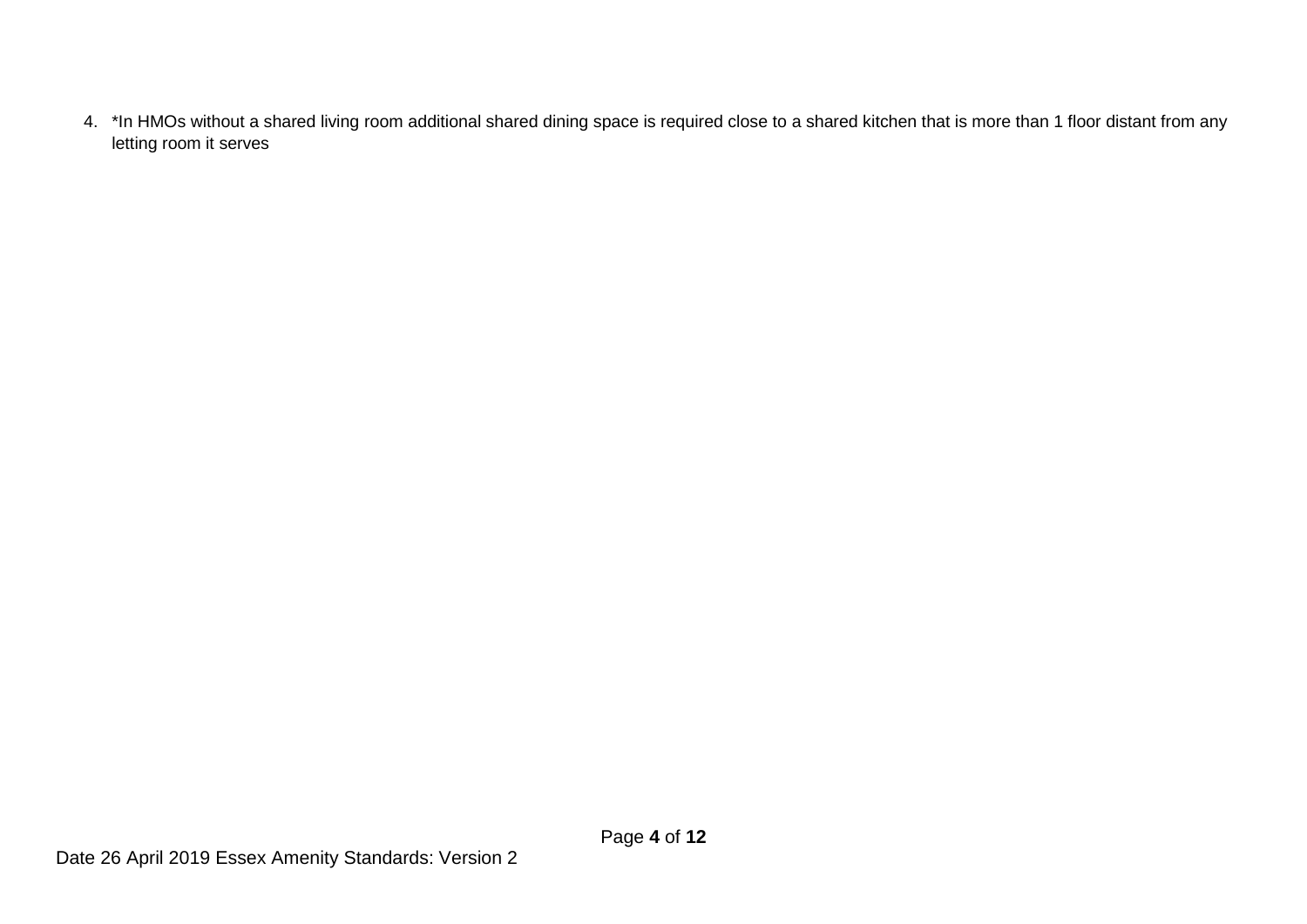4. *In HMOs without a shared living room additional shared dining space is required close to a shared kitchen that is more than 1 floor distant from any letting room it serves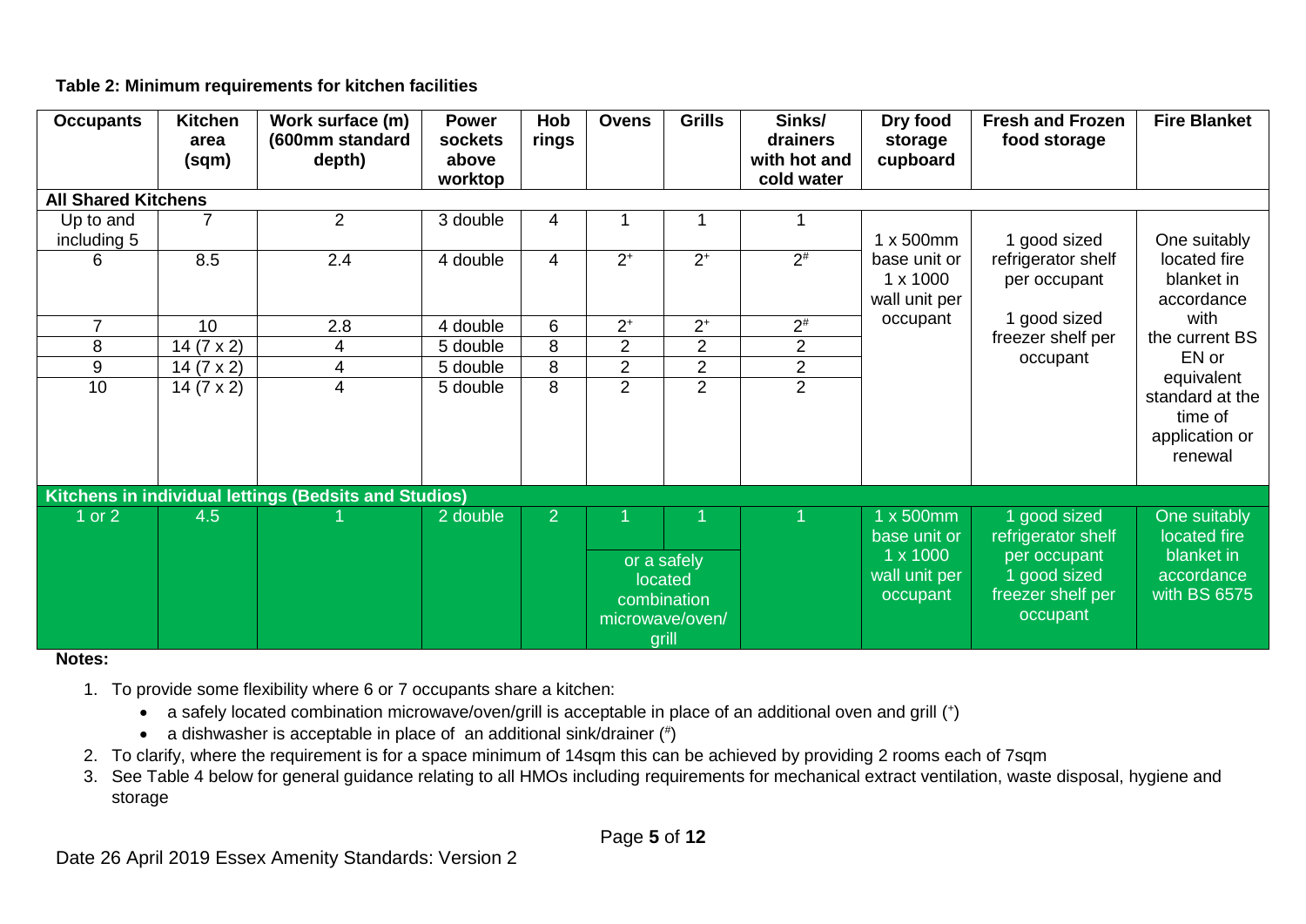**Table 2: Minimum requirements for kitchen facilities**

| Occupants | Kitchen area (sqm) | Work surface (m) (600mm standard depth) | Power sockets above worktop | Hob rings | Ovens | Grills | Sinks/ drainers with hot and cold water | Dry food storage cupboard | Fresh and Frozen food storage | Fire Blanket |
|---|---|---|---|---|---|---|---|---|---|---|
| **All Shared Kitchens** | | | | | | | | | | |
| Up to and including 5 | 7 | 2 | 3 double | 4 | 1 | 1 | 1 | 1 x 500mm base unit or 1 x 1000 wall unit per occupant | 1 good sized refrigerator shelf per occupant<br>1 good sized freezer shelf per occupant | One suitably located fire blanket in accordance with the current BS EN or equivalent standard at the time of application or renewal |
| 6 | 8.5 | 2.4 | 4 double | 4 | 2+ | 2+ | 2# | | | |
| 7 | 10 | 2.8 | 4 double | 6 | 2+ | 2+ | 2# | | | |
| 8 | 14 (7 x 2) | 4 | 5 double | 8 | 2 | 2 | 2 | | | |
| 9 | 14 (7 x 2) | 4 | 5 double | 8 | 2 | 2 | 2 | | | |
| 10 | 14 (7 x 2) | 4 | 5 double | 8 | 2 | 2 | 2 | | | |
| **Kitchens in individual lettings (Bedsits and Studios)** | | | | | | | | | | |
| 1 or 2 | 4.5 | 1 | 2 double | 2 | 1 (or a safely located combination microwave/oven/ grill) | 1 (or a safely located combination microwave/oven/ grill) | 1 | 1 x 500mm base unit or 1 x 1000 wall unit per occupant | 1 good sized refrigerator shelf per occupant<br>1 good sized freezer shelf per occupant | One suitably located fire blanket in accordance with BS 6575 |

**Notes:**

1. To provide some flexibility where 6 or 7 occupants share a kitchen:
   - a safely located combination microwave/oven/grill is acceptable in place of an additional oven and grill (+)
   - a dishwasher is acceptable in place of an additional sink/drainer (#)
2. To clarify, where the requirement is for a space minimum of 14sqm this can be achieved by providing 2 rooms each of 7sqm
3. See Table 4 below for general guidance relating to all HMOs including requirements for mechanical extract ventilation, waste disposal, hygiene and storage

Date 26 April 2019 Essex Amenity Standards: Version 2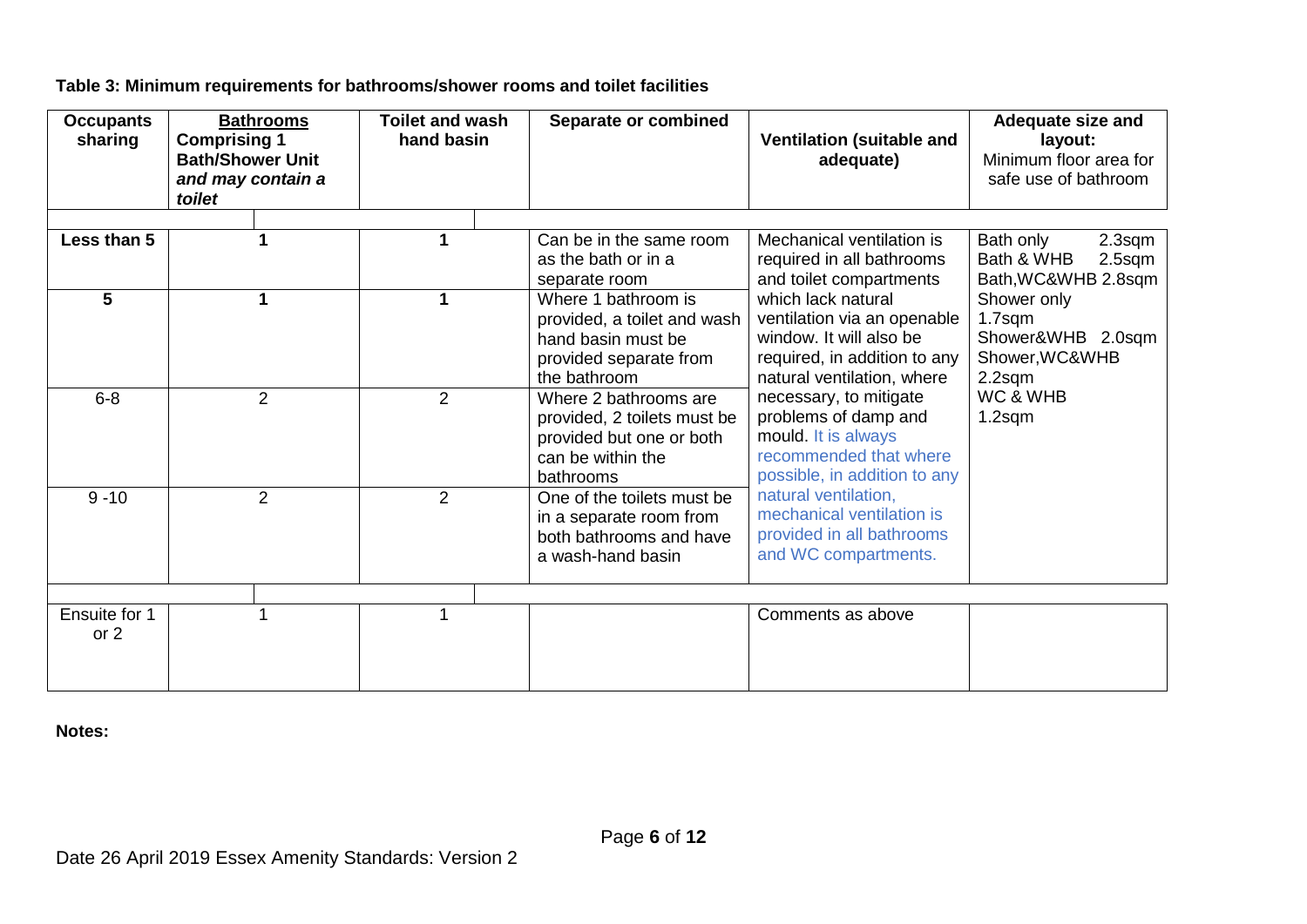**Table 3: Minimum requirements for bathrooms/shower rooms and toilet facilities**

| Occupants sharing | Bathrooms Comprising 1 Bath/Shower Unit *and may contain a toilet* | Toilet and wash hand basin | Separate or combined | Ventilation (suitable and adequate) | Adequate size and layout: Minimum floor area for safe use of bathroom |
|---|---|---|---|---|---|
| **Less than 5** | 1 | 1 | Can be in the same room as the bath or in a separate room | Mechanical ventilation is required in all bathrooms and toilet compartments which lack natural ventilation via an openable window. It will also be required, in addition to any natural ventilation, where necessary, to mitigate problems of damp and mould. It is always recommended that where possible, in addition to any natural ventilation, mechanical ventilation is provided in all bathrooms and WC compartments. | Bath only 2.3sqm<br>Bath & WHB 2.5sqm<br>Bath,WC&WHB 2.8sqm<br>Shower only 1.7sqm<br>Shower&WHB 2.0sqm<br>Shower,WC&WHB 2.2sqm<br>WC & WHB 1.2sqm |
| **5** | 1 | 1 | Where 1 bathroom is provided, a toilet and wash hand basin must be provided separate from the bathroom | | |
| 6-8 | 2 | 2 | Where 2 bathrooms are provided, 2 toilets must be provided but one or both can be within the bathrooms | | |
| 9 -10 | 2 | 2 | One of the toilets must be in a separate room from both bathrooms and have a wash-hand basin | | |
| Ensuite for 1 or 2 | 1 | 1 | | Comments as above | |

**Notes:**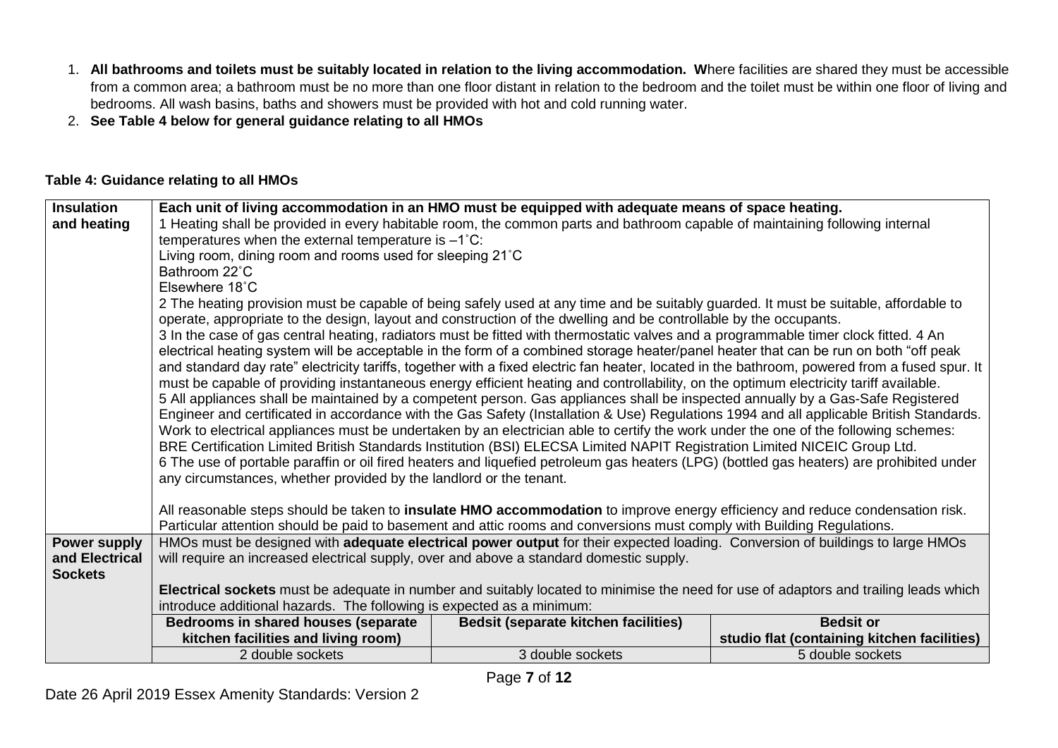1. **All bathrooms and toilets must be suitably located in relation to the living accommodation. W**here facilities are shared they must be accessible from a common area; a bathroom must be no more than one floor distant in relation to the bedroom and the toilet must be within one floor of living and bedrooms. All wash basins, baths and showers must be provided with hot and cold running water.
2. **See Table 4 below for general guidance relating to all HMOs**

**Table 4: Guidance relating to all HMOs**

| | | | |
|---|---|---|---|
| **Insulation and heating** | **Each unit of living accommodation in an HMO must be equipped with adequate means of space heating.**<br>1 Heating shall be provided in every habitable room, the common parts and bathroom capable of maintaining following internal temperatures when the external temperature is –1˚C:<br>Living room, dining room and rooms used for sleeping 21˚C<br>Bathroom 22˚C<br>Elsewhere 18˚C<br>2 The heating provision must be capable of being safely used at any time and be suitably guarded. It must be suitable, affordable to operate, appropriate to the design, layout and construction of the dwelling and be controllable by the occupants.<br>3 In the case of gas central heating, radiators must be fitted with thermostatic valves and a programmable timer clock fitted. 4 An electrical heating system will be acceptable in the form of a combined storage heater/panel heater that can be run on both "off peak and standard day rate" electricity tariffs, together with a fixed electric fan heater, located in the bathroom, powered from a fused spur. It must be capable of providing instantaneous energy efficient heating and controllability, on the optimum electricity tariff available.<br>5 All appliances shall be maintained by a competent person. Gas appliances shall be inspected annually by a Gas-Safe Registered Engineer and certificated in accordance with the Gas Safety (Installation & Use) Regulations 1994 and all applicable British Standards. Work to electrical appliances must be undertaken by an electrician able to certify the work under the one of the following schemes: BRE Certification Limited British Standards Institution (BSI) ELECSA Limited NAPIT Registration Limited NICEIC Group Ltd.<br>6 The use of portable paraffin or oil fired heaters and liquefied petroleum gas heaters (LPG) (bottled gas heaters) are prohibited under any circumstances, whether provided by the landlord or the tenant.<br><br>All reasonable steps should be taken to **insulate HMO accommodation** to improve energy efficiency and reduce condensation risk. Particular attention should be paid to basement and attic rooms and conversions must comply with Building Regulations. | | |
| **Power supply and Electrical Sockets** | HMOs must be designed with **adequate electrical power output** for their expected loading. Conversion of buildings to large HMOs will require an increased electrical supply, over and above a standard domestic supply.<br><br>**Electrical sockets** must be adequate in number and suitably located to minimise the need for use of adaptors and trailing leads which introduce additional hazards. The following is expected as a minimum: | | |
| | **Bedrooms in shared houses (separate kitchen facilities and living room)** | **Bedsit (separate kitchen facilities)** | **Bedsit or studio flat (containing kitchen facilities)** |
| | 2 double sockets | 3 double sockets | 5 double sockets |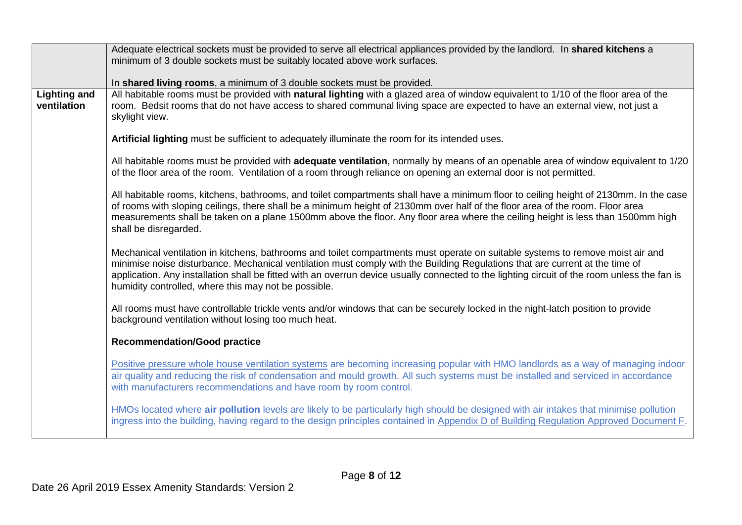| | |
|---|---|
| | Adequate electrical sockets must be provided to serve all electrical appliances provided by the landlord. In **shared kitchens** a minimum of 3 double sockets must be suitably located above work surfaces.<br><br>In **shared living rooms**, a minimum of 3 double sockets must be provided. |
| **Lighting and ventilation** | All habitable rooms must be provided with **natural lighting** with a glazed area of window equivalent to 1/10 of the floor area of the room. Bedsit rooms that do not have access to shared communal living space are expected to have an external view, not just a skylight view.<br><br>**Artificial lighting** must be sufficient to adequately illuminate the room for its intended uses.<br><br>All habitable rooms must be provided with **adequate ventilation**, normally by means of an openable area of window equivalent to 1/20 of the floor area of the room. Ventilation of a room through reliance on opening an external door is not permitted.<br><br>All habitable rooms, kitchens, bathrooms, and toilet compartments shall have a minimum floor to ceiling height of 2130mm. In the case of rooms with sloping ceilings, there shall be a minimum height of 2130mm over half of the floor area of the room. Floor area measurements shall be taken on a plane 1500mm above the floor. Any floor area where the ceiling height is less than 1500mm high shall be disregarded.<br><br>Mechanical ventilation in kitchens, bathrooms and toilet compartments must operate on suitable systems to remove moist air and minimise noise disturbance. Mechanical ventilation must comply with the Building Regulations that are current at the time of application. Any installation shall be fitted with an overrun device usually connected to the lighting circuit of the room unless the fan is humidity controlled, where this may not be possible.<br><br>All rooms must have controllable trickle vents and/or windows that can be securely locked in the night-latch position to provide background ventilation without losing too much heat.<br><br>**Recommendation/Good practice**<br><br>Positive pressure whole house ventilation systems are becoming increasing popular with HMO landlords as a way of managing indoor air quality and reducing the risk of condensation and mould growth. All such systems must be installed and serviced in accordance with manufacturers recommendations and have room by room control.<br><br>HMOs located where **air pollution** levels are likely to be particularly high should be designed with air intakes that minimise pollution ingress into the building, having regard to the design principles contained in Appendix D of Building Regulation Approved Document F. |

Date 26 April 2019 Essex Amenity Standards: Version 2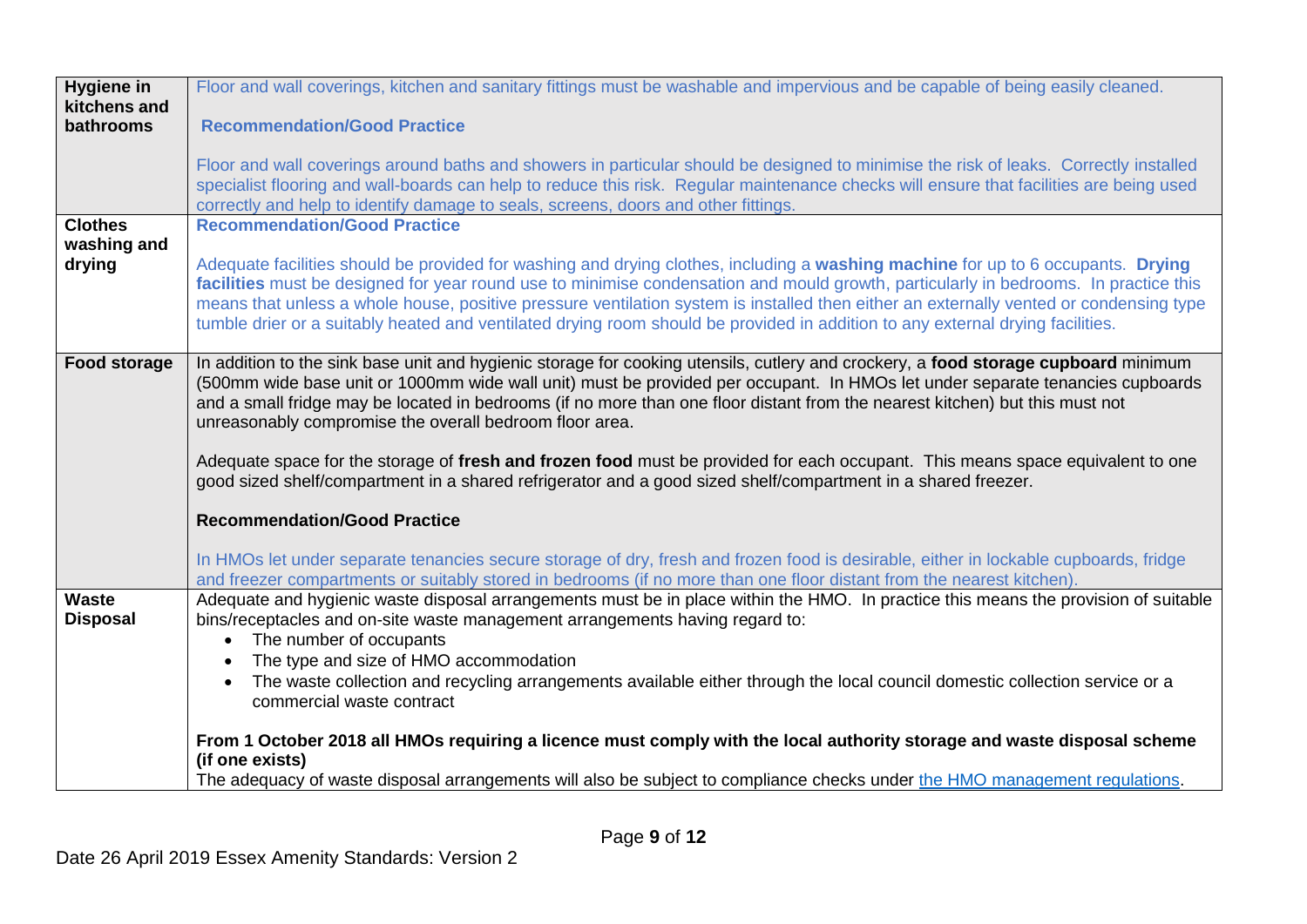| | |
|---|---|
| **Hygiene in kitchens and bathrooms** | Floor and wall coverings, kitchen and sanitary fittings must be washable and impervious and be capable of being easily cleaned.<br><br>**Recommendation/Good Practice**<br><br>Floor and wall coverings around baths and showers in particular should be designed to minimise the risk of leaks. Correctly installed specialist flooring and wall-boards can help to reduce this risk. Regular maintenance checks will ensure that facilities are being used correctly and help to identify damage to seals, screens, doors and other fittings. |
| **Clothes washing and drying** | **Recommendation/Good Practice**<br><br>Adequate facilities should be provided for washing and drying clothes, including a **washing machine** for up to 6 occupants. **Drying facilities** must be designed for year round use to minimise condensation and mould growth, particularly in bedrooms. In practice this means that unless a whole house, positive pressure ventilation system is installed then either an externally vented or condensing type tumble drier or a suitably heated and ventilated drying room should be provided in addition to any external drying facilities. |
| **Food storage** | In addition to the sink base unit and hygienic storage for cooking utensils, cutlery and crockery, a **food storage cupboard** minimum (500mm wide base unit or 1000mm wide wall unit) must be provided per occupant. In HMOs let under separate tenancies cupboards and a small fridge may be located in bedrooms (if no more than one floor distant from the nearest kitchen) but this must not unreasonably compromise the overall bedroom floor area.<br><br>Adequate space for the storage of **fresh and frozen food** must be provided for each occupant. This means space equivalent to one good sized shelf/compartment in a shared refrigerator and a good sized shelf/compartment in a shared freezer.<br><br>**Recommendation/Good Practice**<br><br>In HMOs let under separate tenancies secure storage of dry, fresh and frozen food is desirable, either in lockable cupboards, fridge and freezer compartments or suitably stored in bedrooms (if no more than one floor distant from the nearest kitchen). |
| **Waste Disposal** | Adequate and hygienic waste disposal arrangements must be in place within the HMO. In practice this means the provision of suitable bins/receptacles and on-site waste management arrangements having regard to:<br>• The number of occupants<br>• The type and size of HMO accommodation<br>• The waste collection and recycling arrangements available either through the local council domestic collection service or a commercial waste contract<br><br>**From 1 October 2018 all HMOs requiring a licence must comply with the local authority storage and waste disposal scheme (if one exists)**<br>The adequacy of waste disposal arrangements will also be subject to compliance checks under [the HMO management regulations](). |

Date 26 April 2019 Essex Amenity Standards: Version 2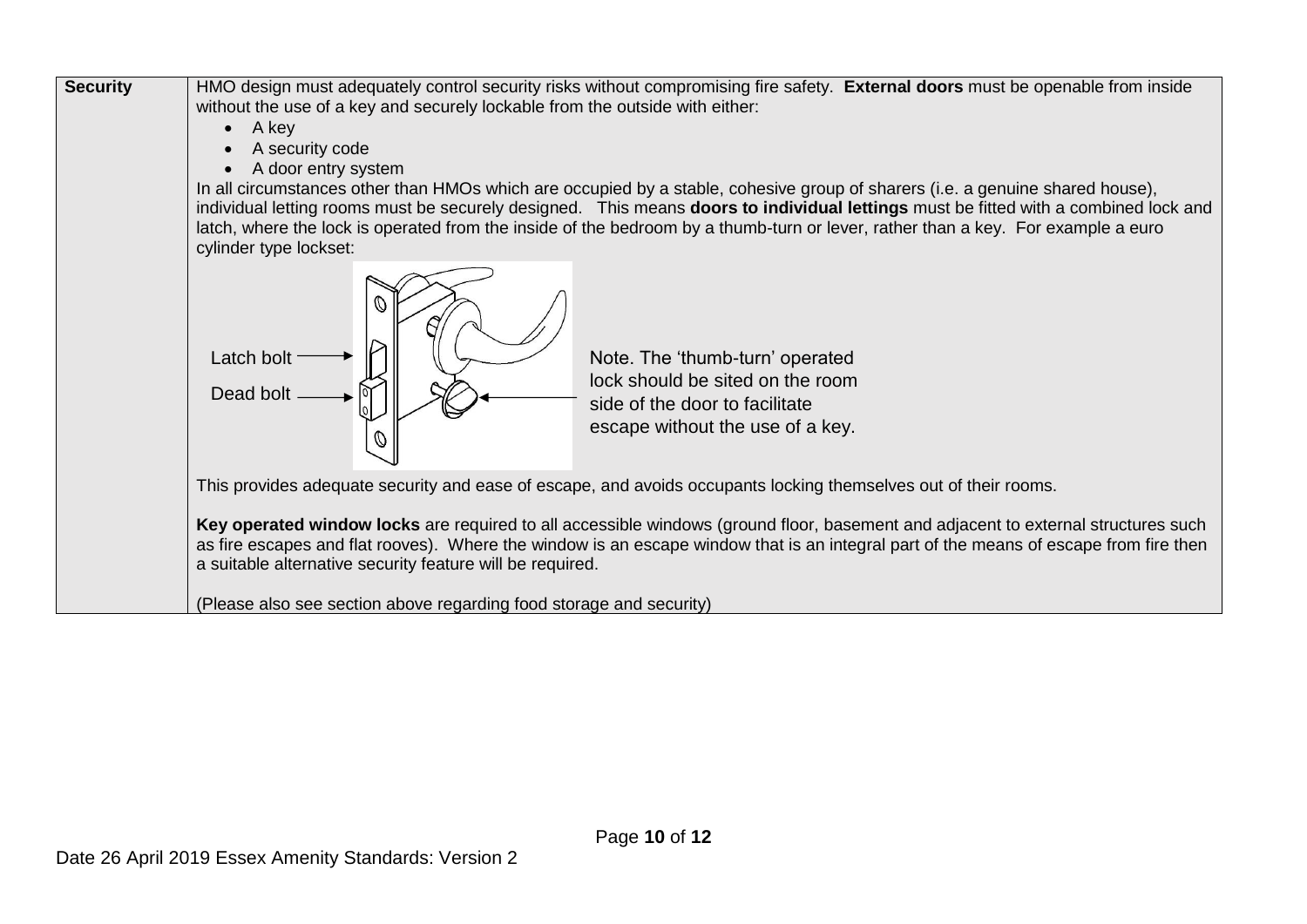| Security | HMO design must adequately control security risks without compromising fire safety. **External doors** must be openable from inside without the use of a key and securely lockable from the outside with either:<br>• A key<br>• A security code<br>• A door entry system<br>In all circumstances other than HMOs which are occupied by a stable, cohesive group of sharers (i.e. a genuine shared house), individual letting rooms must be securely designed. This means **doors to individual lettings** must be fitted with a combined lock and latch, where the lock is operated from the inside of the bedroom by a thumb-turn or lever, rather than a key. For example a euro cylinder type lockset:<br>Latch bolt<br>Dead bolt<br>Note. The 'thumb-turn' operated lock should be sited on the room side of the door to facilitate escape without the use of a key.<br>This provides adequate security and ease of escape, and avoids occupants locking themselves out of their rooms.<br><br>**Key operated window locks** are required to all accessible windows (ground floor, basement and adjacent to external structures such as fire escapes and flat rooves). Where the window is an escape window that is an integral part of the means of escape from fire then a suitable alternative security feature will be required.<br><br>(Please also see section above regarding food storage and security) |
|---|---|

Date 26 April 2019 Essex Amenity Standards: Version 2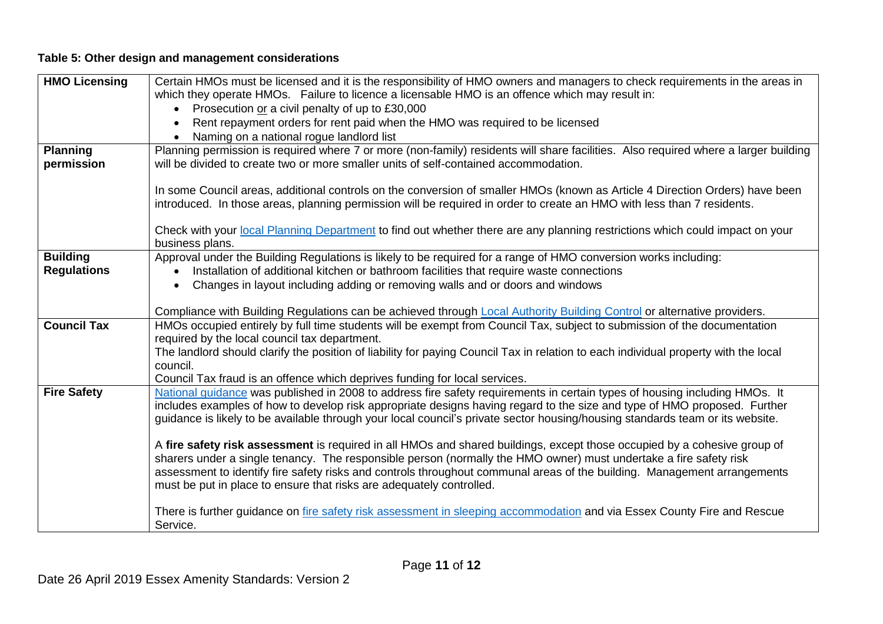**Table 5: Other design and management considerations**

| | |
|---|---|
| **HMO Licensing** | Certain HMOs must be licensed and it is the responsibility of HMO owners and managers to check requirements in the areas in which they operate HMOs. Failure to licence a licensable HMO is an offence which may result in:<br>• Prosecution or a civil penalty of up to £30,000<br>• Rent repayment orders for rent paid when the HMO was required to be licensed<br>• Naming on a national rogue landlord list |
| **Planning permission** | Planning permission is required where 7 or more (non-family) residents will share facilities. Also required where a larger building will be divided to create two or more smaller units of self-contained accommodation.<br><br>In some Council areas, additional controls on the conversion of smaller HMOs (known as Article 4 Direction Orders) have been introduced. In those areas, planning permission will be required in order to create an HMO with less than 7 residents.<br><br>Check with your local Planning Department to find out whether there are any planning restrictions which could impact on your business plans. |
| **Building Regulations** | Approval under the Building Regulations is likely to be required for a range of HMO conversion works including:<br>• Installation of additional kitchen or bathroom facilities that require waste connections<br>• Changes in layout including adding or removing walls and or doors and windows<br><br>Compliance with Building Regulations can be achieved through Local Authority Building Control or alternative providers. |
| **Council Tax** | HMOs occupied entirely by full time students will be exempt from Council Tax, subject to submission of the documentation required by the local council tax department.<br>The landlord should clarify the position of liability for paying Council Tax in relation to each individual property with the local council.<br>Council Tax fraud is an offence which deprives funding for local services. |
| **Fire Safety** | National guidance was published in 2008 to address fire safety requirements in certain types of housing including HMOs. It includes examples of how to develop risk appropriate designs having regard to the size and type of HMO proposed. Further guidance is likely to be available through your local council's private sector housing/housing standards team or its website.<br><br>A **fire safety risk assessment** is required in all HMOs and shared buildings, except those occupied by a cohesive group of sharers under a single tenancy. The responsible person (normally the HMO owner) must undertake a fire safety risk assessment to identify fire safety risks and controls throughout communal areas of the building. Management arrangements must be put in place to ensure that risks are adequately controlled.<br><br>There is further guidance on fire safety risk assessment in sleeping accommodation and via Essex County Fire and Rescue Service. |

Date 26 April 2019 Essex Amenity Standards: Version 2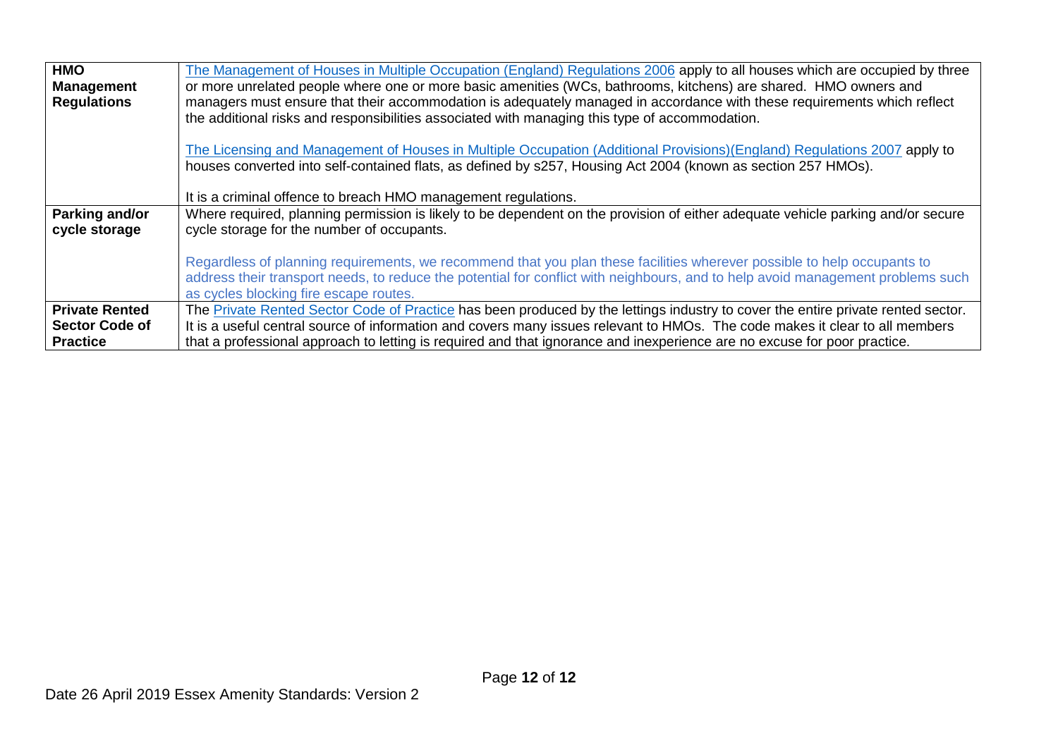| | |
|---|---|
| **HMO Management Regulations** | The Management of Houses in Multiple Occupation (England) Regulations 2006 apply to all houses which are occupied by three or more unrelated people where one or more basic amenities (WCs, bathrooms, kitchens) are shared. HMO owners and managers must ensure that their accommodation is adequately managed in accordance with these requirements which reflect the additional risks and responsibilities associated with managing this type of accommodation.<br><br>The Licensing and Management of Houses in Multiple Occupation (Additional Provisions)(England) Regulations 2007 apply to houses converted into self-contained flats, as defined by s257, Housing Act 2004 (known as section 257 HMOs).<br><br>It is a criminal offence to breach HMO management regulations. |
| **Parking and/or cycle storage** | Where required, planning permission is likely to be dependent on the provision of either adequate vehicle parking and/or secure cycle storage for the number of occupants.<br><br>Regardless of planning requirements, we recommend that you plan these facilities wherever possible to help occupants to address their transport needs, to reduce the potential for conflict with neighbours, and to help avoid management problems such as cycles blocking fire escape routes. |
| **Private Rented Sector Code of Practice** | The Private Rented Sector Code of Practice has been produced by the lettings industry to cover the entire private rented sector. It is a useful central source of information and covers many issues relevant to HMOs. The code makes it clear to all members that a professional approach to letting is required and that ignorance and inexperience are no excuse for poor practice. |